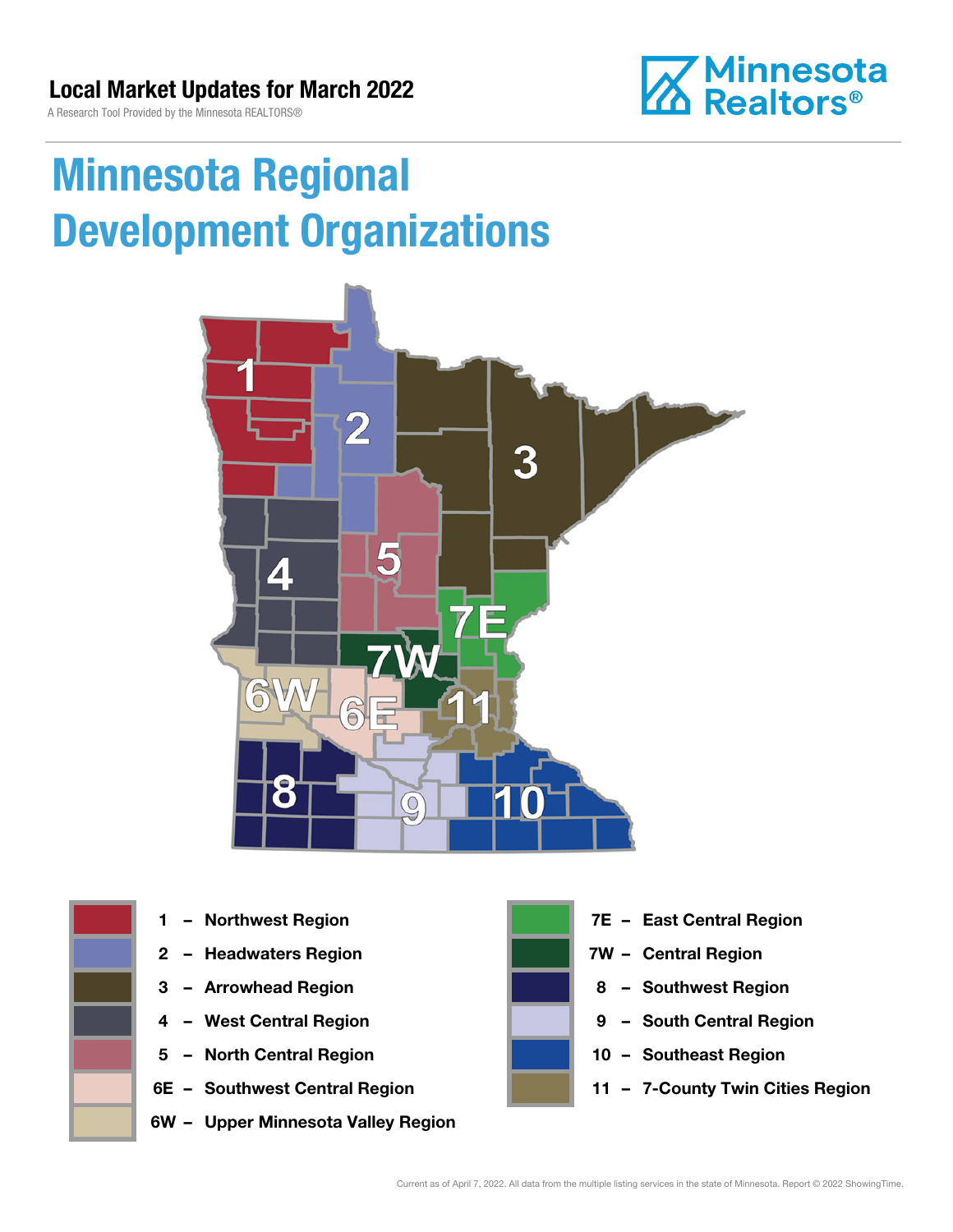## Local Market Updates for March 2022

A Research Tool Provided by the Minnesota REALTORS®

# Minnesota Regional Development Organizations

- 1 – Northwest Region
- 2 – Headwaters Region
- 3 – Arrowhead Region
- 4 – West Central Region
- 5 – North Central Region
- 6E – Southwest Central Region
- 6W – Upper Minnesota Valley Region
- 7E – East Central Region
- 7W – Central Region
- 8 – Southwest Region
- 9 – South Central Region
- 10 – Southeast Region
- 11 – 7-County Twin Cities Region

Current as of April 7, 2022. All data from the multiple listing services in the state of Minnesota. Report © 2022 ShowingTime.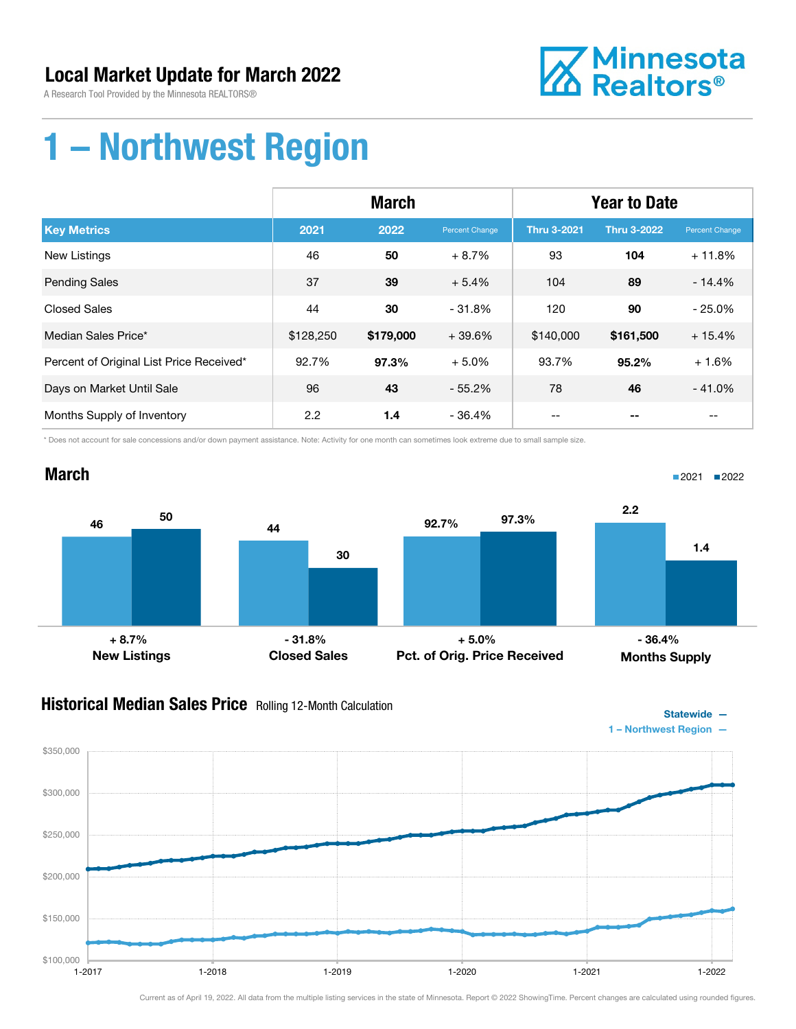# Local Market Update for March 2022

A Research Tool Provided by the Minnesota REALTORS®

Minnesota Realtors®

# 1 – Northwest Region

| | March | | | Year to Date | | |
|---|---|---|---|---|---|---|
| **Key Metrics** | **2021** | **2022** | **Percent Change** | **Thru 3-2021** | **Thru 3-2022** | **Percent Change** |
| New Listings | 46 | **50** | + 8.7% | 93 | **104** | + 11.8% |
| Pending Sales | 37 | **39** | + 5.4% | 104 | **89** | - 14.4% |
| Closed Sales | 44 | **30** | - 31.8% | 120 | **90** | - 25.0% |
| Median Sales Price* | $128,250 | **$179,000** | + 39.6% | $140,000 | **$161,500** | + 15.4% |
| Percent of Original List Price Received* | 92.7% | **97.3%** | + 5.0% | 93.7% | **95.2%** | + 1.6% |
| Days on Market Until Sale | 96 | **43** | - 55.2% | 78 | **46** | - 41.0% |
| Months Supply of Inventory | 2.2 | **1.4** | - 36.4% | -- | **--** | -- |

\* Does not account for sale concessions and/or down payment assistance. Note: Activity for one month can sometimes look extreme due to small sample size.

## March

| | 2021 | 2022 | Change |
|---|---|---|---|
| New Listings | 46 | 50 | + 8.7% |
| Closed Sales | 44 | 30 | - 31.8% |
| Pct. of Orig. Price Received | 92.7% | 97.3% | + 5.0% |
| Months Supply | 2.2 | 1.4 | - 36.4% |

## Historical Median Sales Price

Rolling 12-Month Calculation

Statewide —
1 – Northwest Region —

Current as of April 19, 2022. All data from the multiple listing services in the state of Minnesota. Report © 2022 ShowingTime. Percent changes are calculated using rounded figures.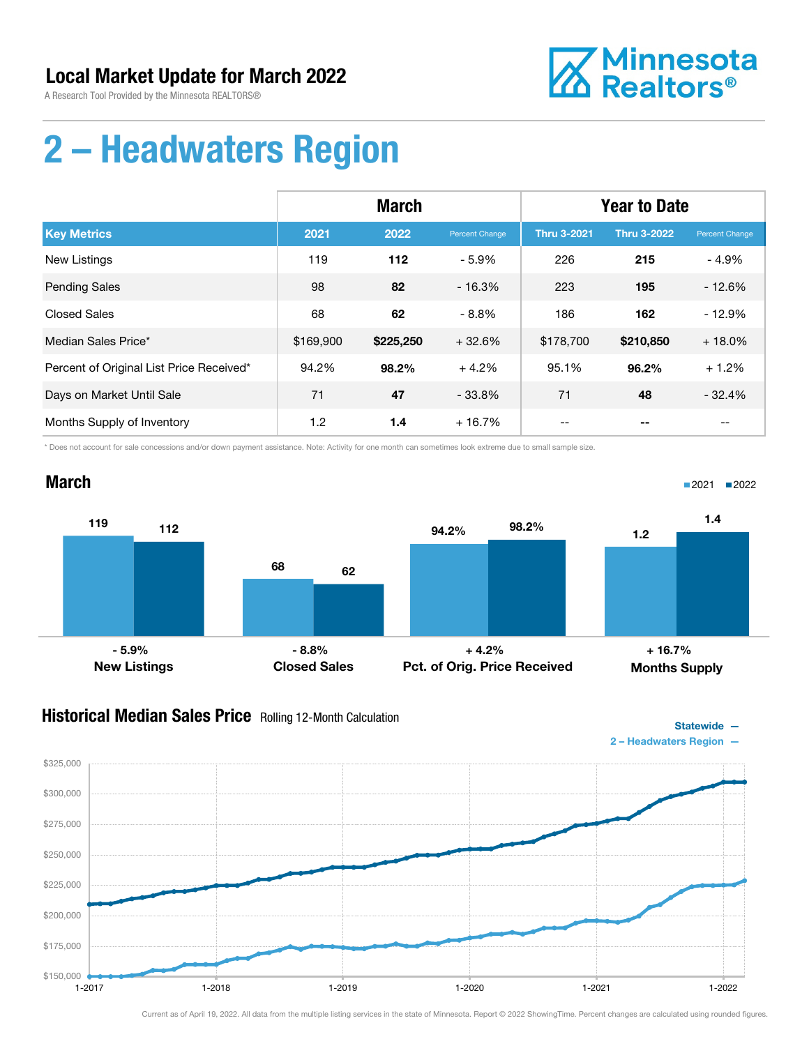## Local Market Update for March 2022

A Research Tool Provided by the Minnesota REALTORS®

Minnesota Realtors®

# 2 – Headwaters Region

| | March | | | Year to Date | | |
|---|---|---|---|---|---|---|
| **Key Metrics** | **2021** | **2022** | **Percent Change** | **Thru 3-2021** | **Thru 3-2022** | **Percent Change** |
| New Listings | 119 | **112** | - 5.9% | 226 | **215** | - 4.9% |
| Pending Sales | 98 | **82** | - 16.3% | 223 | **195** | - 12.6% |
| Closed Sales | 68 | **62** | - 8.8% | 186 | **162** | - 12.9% |
| Median Sales Price* | $169,900 | **$225,250** | + 32.6% | $178,700 | **$210,850** | + 18.0% |
| Percent of Original List Price Received* | 94.2% | **98.2%** | + 4.2% | 95.1% | **96.2%** | + 1.2% |
| Days on Market Until Sale | 71 | **47** | - 33.8% | 71 | **48** | - 32.4% |
| Months Supply of Inventory | 1.2 | **1.4** | + 16.7% | -- | **--** | -- |

\* Does not account for sale concessions and/or down payment assistance. Note: Activity for one month can sometimes look extreme due to small sample size.

## March

2021 / 2022

| | 2021 | 2022 | Change |
|---|---|---|---|
| New Listings | 119 | 112 | - 5.9% |
| Closed Sales | 68 | 62 | - 8.8% |
| Pct. of Orig. Price Received | 94.2% | 98.2% | + 4.2% |
| Months Supply | 1.2 | 1.4 | + 16.7% |

## Historical Median Sales Price Rolling 12-Month Calculation

Statewide —
2 – Headwaters Region —

Current as of April 19, 2022. All data from the multiple listing services in the state of Minnesota. Report © 2022 ShowingTime. Percent changes are calculated using rounded figures.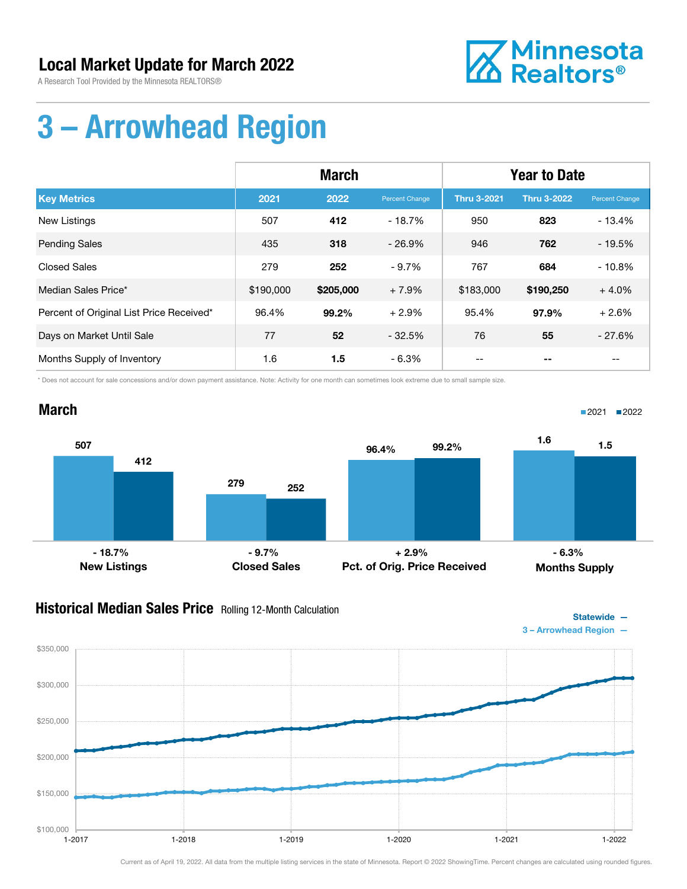# Local Market Update for March 2022

A Research Tool Provided by the Minnesota REALTORS®

Minnesota Realtors®

# 3 – Arrowhead Region

| | March | | | Year to Date | | |
|---|---|---|---|---|---|---|
| **Key Metrics** | **2021** | **2022** | **Percent Change** | **Thru 3-2021** | **Thru 3-2022** | **Percent Change** |
| New Listings | 507 | **412** | - 18.7% | 950 | **823** | - 13.4% |
| Pending Sales | 435 | **318** | - 26.9% | 946 | **762** | - 19.5% |
| Closed Sales | 279 | **252** | - 9.7% | 767 | **684** | - 10.8% |
| Median Sales Price* | $190,000 | **$205,000** | + 7.9% | $183,000 | **$190,250** | + 4.0% |
| Percent of Original List Price Received* | 96.4% | **99.2%** | + 2.9% | 95.4% | **97.9%** | + 2.6% |
| Days on Market Until Sale | 77 | **52** | - 32.5% | 76 | **55** | - 27.6% |
| Months Supply of Inventory | 1.6 | **1.5** | - 6.3% | -- | **--** | -- |

* Does not account for sale concessions and/or down payment assistance. Note: Activity for one month can sometimes look extreme due to small sample size.

## March

| | 2021 | 2022 | Change |
|---|---|---|---|
| New Listings | 507 | 412 | - 18.7% |
| Closed Sales | 279 | 252 | - 9.7% |
| Pct. of Orig. Price Received | 96.4% | 99.2% | + 2.9% |
| Months Supply | 1.6 | 1.5 | - 6.3% |

## Historical Median Sales Price Rolling 12-Month Calculation

Statewide —
3 – Arrowhead Region —

Current as of April 19, 2022. All data from the multiple listing services in the state of Minnesota. Report © 2022 ShowingTime. Percent changes are calculated using rounded figures.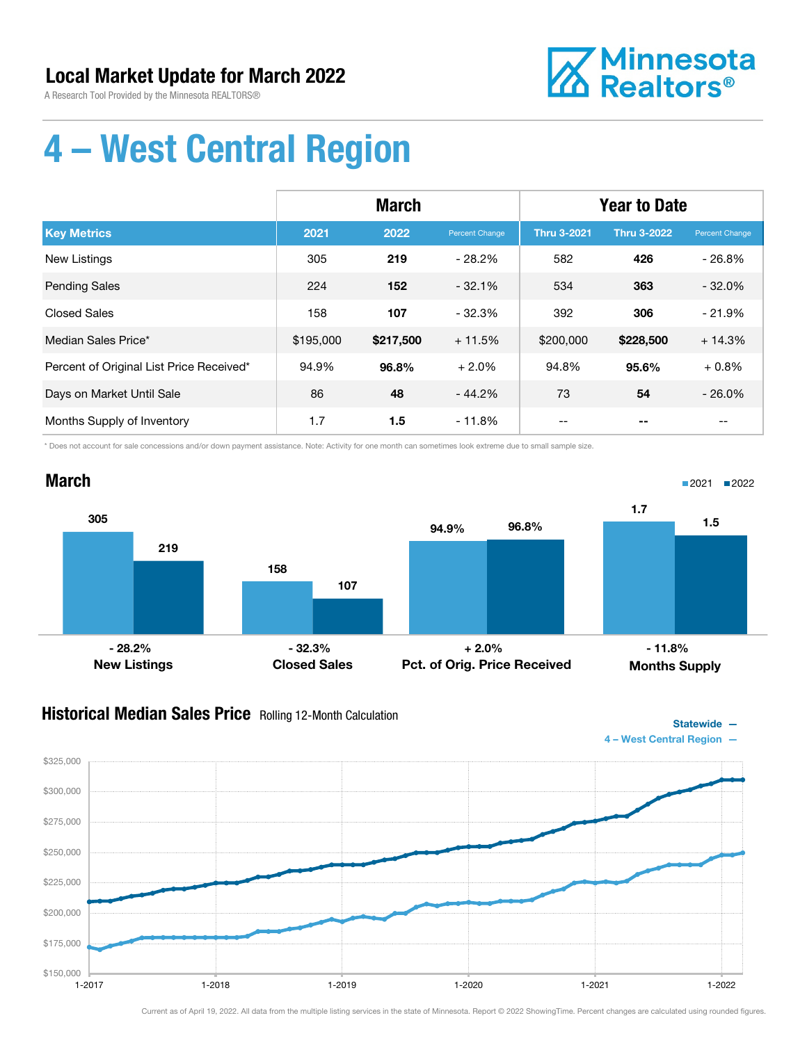## Local Market Update for March 2022

A Research Tool Provided by the Minnesota REALTORS®

# 4 – West Central Region

| | March | | | Year to Date | | |
|---|---|---|---|---|---|---|
| **Key Metrics** | **2021** | **2022** | **Percent Change** | **Thru 3-2021** | **Thru 3-2022** | **Percent Change** |
| New Listings | 305 | **219** | - 28.2% | 582 | **426** | - 26.8% |
| Pending Sales | 224 | **152** | - 32.1% | 534 | **363** | - 32.0% |
| Closed Sales | 158 | **107** | - 32.3% | 392 | **306** | - 21.9% |
| Median Sales Price* | $195,000 | **$217,500** | + 11.5% | $200,000 | **$228,500** | + 14.3% |
| Percent of Original List Price Received* | 94.9% | **96.8%** | + 2.0% | 94.8% | **95.6%** | + 0.8% |
| Days on Market Until Sale | 86 | **48** | - 44.2% | 73 | **54** | - 26.0% |
| Months Supply of Inventory | 1.7 | **1.5** | - 11.8% | -- | **--** | -- |

* Does not account for sale concessions and/or down payment assistance. Note: Activity for one month can sometimes look extreme due to small sample size.

## March

| | 2021 | 2022 | Change |
|---|---|---|---|
| New Listings | 305 | 219 | - 28.2% |
| Closed Sales | 158 | 107 | - 32.3% |
| Pct. of Orig. Price Received | 94.9% | 96.8% | + 2.0% |
| Months Supply | 1.7 | 1.5 | - 11.8% |

## Historical Median Sales Price

Rolling 12-Month Calculation

Statewide —
4 – West Central Region —

Current as of April 19, 2022. All data from the multiple listing services in the state of Minnesota. Report © 2022 ShowingTime. Percent changes are calculated using rounded figures.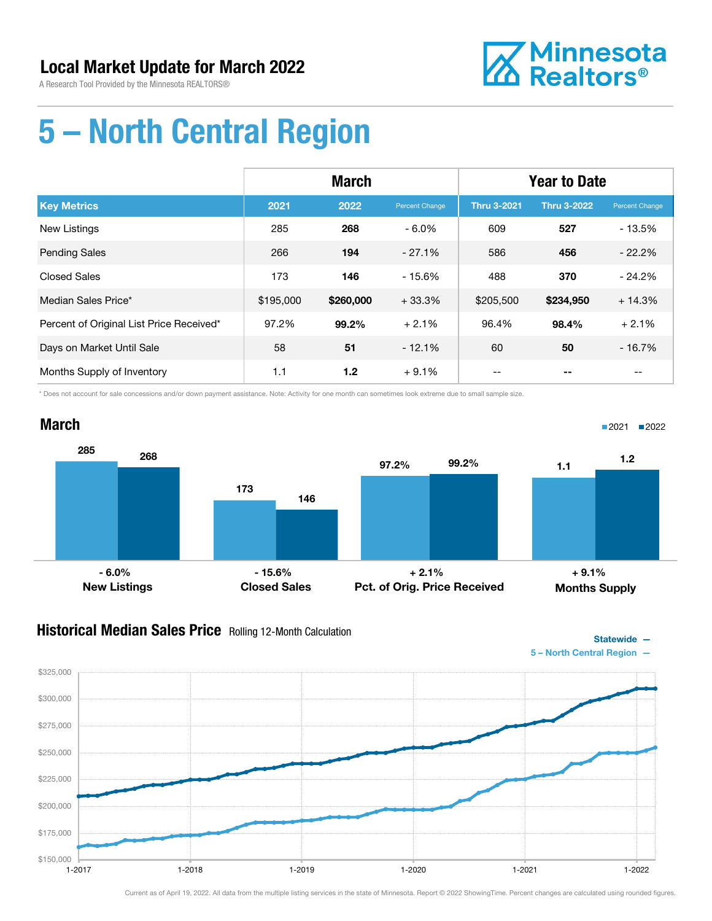# Local Market Update for March 2022

A Research Tool Provided by the Minnesota REALTORS®

Minnesota Realtors®

# 5 – North Central Region

| Key Metrics | March | | | Year to Date | | |
|---|---|---|---|---|---|---|
| | 2021 | 2022 | Percent Change | Thru 3-2021 | Thru 3-2022 | Percent Change |
| New Listings | 285 | **268** | - 6.0% | 609 | **527** | - 13.5% |
| Pending Sales | 266 | **194** | - 27.1% | 586 | **456** | - 22.2% |
| Closed Sales | 173 | **146** | - 15.6% | 488 | **370** | - 24.2% |
| Median Sales Price* | $195,000 | **$260,000** | + 33.3% | $205,500 | **$234,950** | + 14.3% |
| Percent of Original List Price Received* | 97.2% | **99.2%** | + 2.1% | 96.4% | **98.4%** | + 2.1% |
| Days on Market Until Sale | 58 | **51** | - 12.1% | 60 | **50** | - 16.7% |
| Months Supply of Inventory | 1.1 | **1.2** | + 9.1% | -- | **--** | -- |

\* Does not account for sale concessions and/or down payment assistance. Note: Activity for one month can sometimes look extreme due to small sample size.

## March

| | 2021 | 2022 | Change |
|---|---|---|---|
| New Listings | 285 | 268 | - 6.0% |
| Closed Sales | 173 | 146 | - 15.6% |
| Pct. of Orig. Price Received | 97.2% | 99.2% | + 2.1% |
| Months Supply | 1.1 | 1.2 | + 9.1% |

## Historical Median Sales Price Rolling 12-Month Calculation

Statewide —
5 – North Central Region —

Current as of April 19, 2022. All data from the multiple listing services in the state of Minnesota. Report © 2022 ShowingTime. Percent changes are calculated using rounded figures.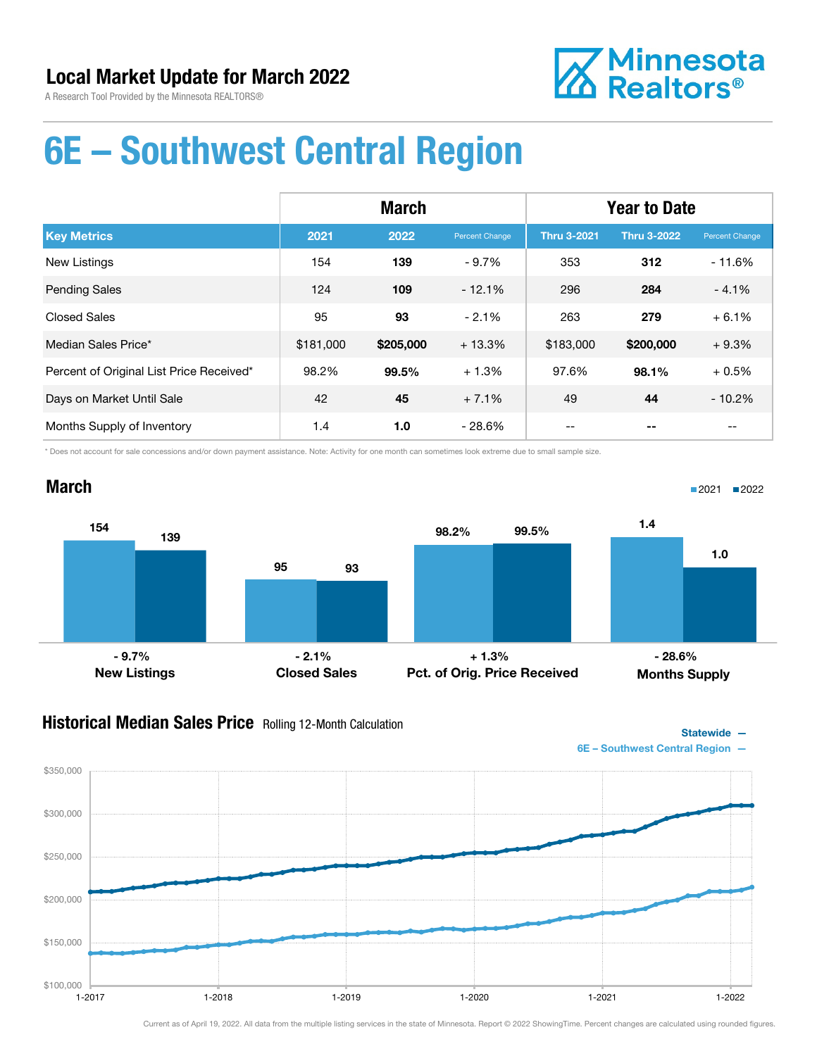# Local Market Update for March 2022

A Research Tool Provided by the Minnesota REALTORS®

Minnesota Realtors®

# 6E – Southwest Central Region

| Key Metrics | March | | | Year to Date | | |
|---|---|---|---|---|---|---|
| | 2021 | 2022 | Percent Change | Thru 3-2021 | Thru 3-2022 | Percent Change |
| New Listings | 154 | **139** | - 9.7% | 353 | **312** | - 11.6% |
| Pending Sales | 124 | **109** | - 12.1% | 296 | **284** | - 4.1% |
| Closed Sales | 95 | **93** | - 2.1% | 263 | **279** | + 6.1% |
| Median Sales Price* | $181,000 | **$205,000** | + 13.3% | $183,000 | **$200,000** | + 9.3% |
| Percent of Original List Price Received* | 98.2% | **99.5%** | + 1.3% | 97.6% | **98.1%** | + 0.5% |
| Days on Market Until Sale | 42 | **45** | + 7.1% | 49 | **44** | - 10.2% |
| Months Supply of Inventory | 1.4 | **1.0** | - 28.6% | -- | **--** | -- |

\* Does not account for sale concessions and/or down payment assistance. Note: Activity for one month can sometimes look extreme due to small sample size.

## March

| | 2021 | 2022 | Change |
|---|---|---|---|
| New Listings | 154 | 139 | - 9.7% |
| Closed Sales | 95 | 93 | - 2.1% |
| Pct. of Orig. Price Received | 98.2% | 99.5% | + 1.3% |
| Months Supply | 1.4 | 1.0 | - 28.6% |

## Historical Median Sales Price Rolling 12-Month Calculation

Statewide —
6E – Southwest Central Region —

Current as of April 19, 2022. All data from the multiple listing services in the state of Minnesota. Report © 2022 ShowingTime. Percent changes are calculated using rounded figures.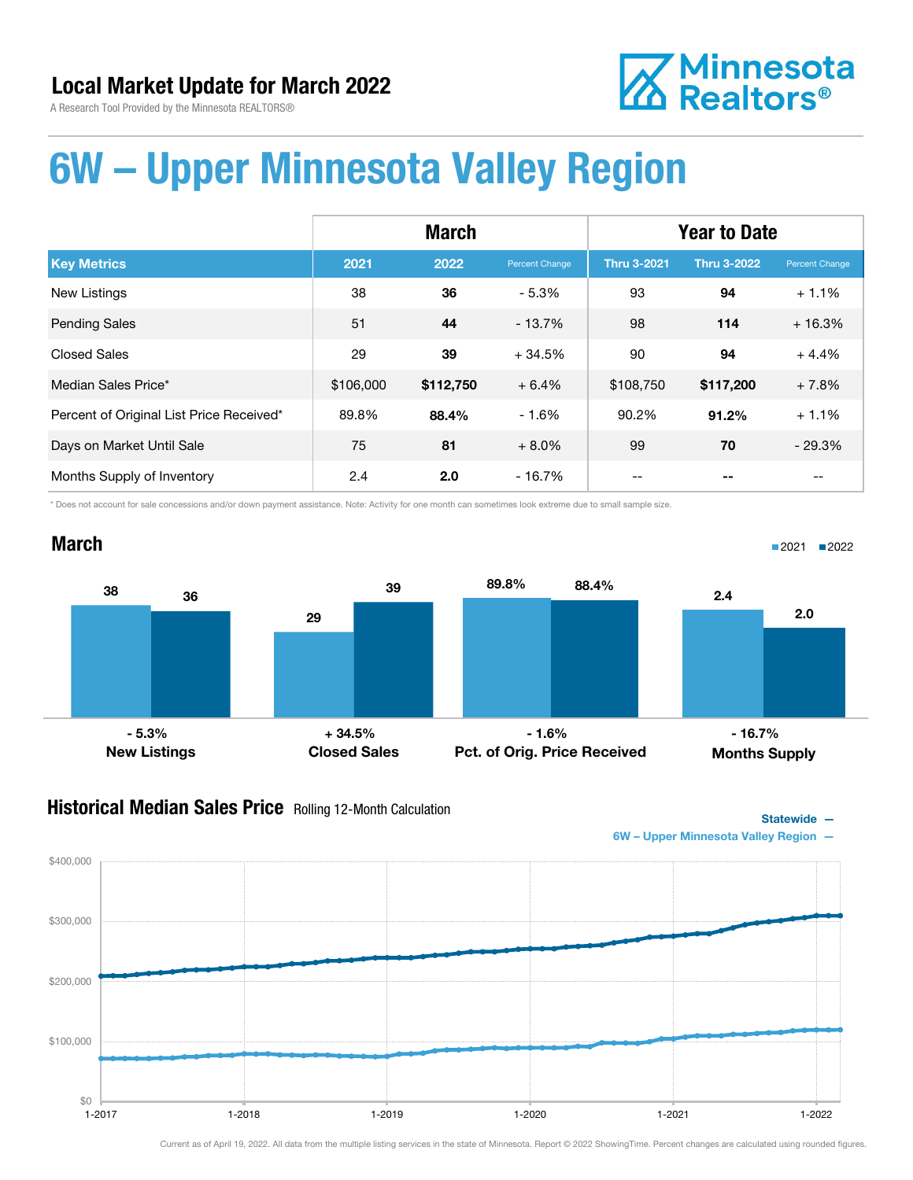# Local Market Update for March 2022

A Research Tool Provided by the Minnesota REALTORS®

Minnesota Realtors®

# 6W – Upper Minnesota Valley Region

| | March | | | Year to Date | | |
|---|---|---|---|---|---|---|
| **Key Metrics** | **2021** | **2022** | **Percent Change** | **Thru 3-2021** | **Thru 3-2022** | **Percent Change** |
| New Listings | 38 | **36** | - 5.3% | 93 | **94** | + 1.1% |
| Pending Sales | 51 | **44** | - 13.7% | 98 | **114** | + 16.3% |
| Closed Sales | 29 | **39** | + 34.5% | 90 | **94** | + 4.4% |
| Median Sales Price* | $106,000 | **$112,750** | + 6.4% | $108,750 | **$117,200** | + 7.8% |
| Percent of Original List Price Received* | 89.8% | **88.4%** | - 1.6% | 90.2% | **91.2%** | + 1.1% |
| Days on Market Until Sale | 75 | **81** | + 8.0% | 99 | **70** | - 29.3% |
| Months Supply of Inventory | 2.4 | **2.0** | - 16.7% | -- | **--** | -- |

\* Does not account for sale concessions and/or down payment assistance. Note: Activity for one month can sometimes look extreme due to small sample size.

## March

| | 2021 | 2022 | Change |
|---|---|---|---|
| New Listings | 38 | 36 | - 5.3% |
| Closed Sales | 29 | 39 | + 34.5% |
| Pct. of Orig. Price Received | 89.8% | 88.4% | - 1.6% |
| Months Supply | 2.4 | 2.0 | - 16.7% |

## Historical Median Sales Price Rolling 12-Month Calculation

Statewide —
6W – Upper Minnesota Valley Region —

Current as of April 19, 2022. All data from the multiple listing services in the state of Minnesota. Report © 2022 ShowingTime. Percent changes are calculated using rounded figures.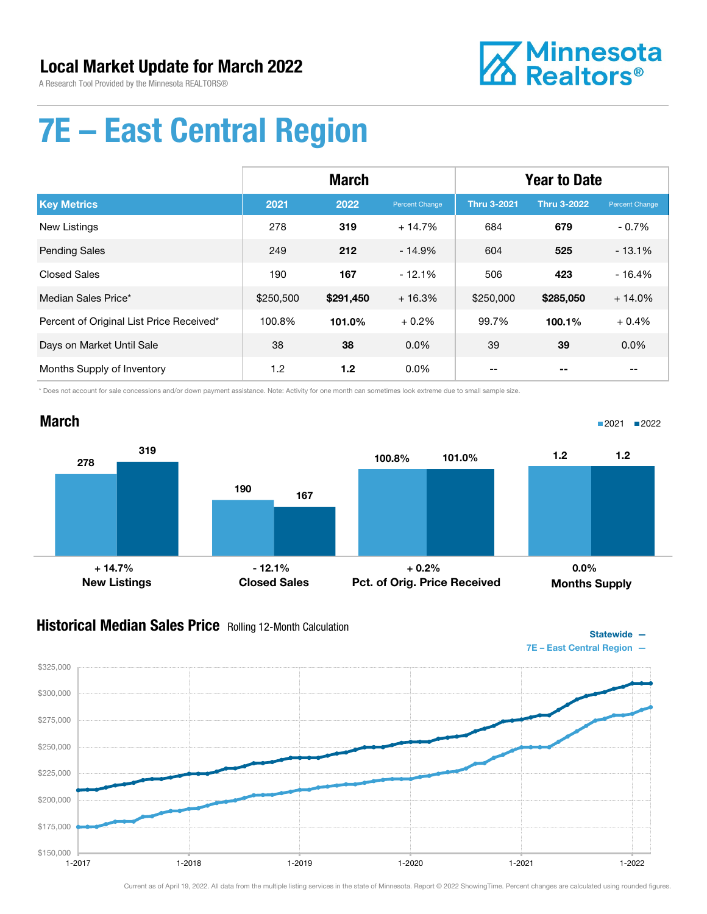# Local Market Update for March 2022

A Research Tool Provided by the Minnesota REALTORS®

Minnesota Realtors®

# 7E – East Central Region

| | March | | | Year to Date | | |
|---|---|---|---|---|---|---|
| **Key Metrics** | **2021** | **2022** | **Percent Change** | **Thru 3-2021** | **Thru 3-2022** | **Percent Change** |
| New Listings | 278 | **319** | + 14.7% | 684 | **679** | - 0.7% |
| Pending Sales | 249 | **212** | - 14.9% | 604 | **525** | - 13.1% |
| Closed Sales | 190 | **167** | - 12.1% | 506 | **423** | - 16.4% |
| Median Sales Price* | $250,500 | **$291,450** | + 16.3% | $250,000 | **$285,050** | + 14.0% |
| Percent of Original List Price Received* | 100.8% | **101.0%** | + 0.2% | 99.7% | **100.1%** | + 0.4% |
| Days on Market Until Sale | 38 | **38** | 0.0% | 39 | **39** | 0.0% |
| Months Supply of Inventory | 1.2 | **1.2** | 0.0% | -- | **--** | -- |

\* Does not account for sale concessions and/or down payment assistance. Note: Activity for one month can sometimes look extreme due to small sample size.

## March

| | 2021 | 2022 | Change |
|---|---|---|---|
| New Listings | 278 | 319 | + 14.7% |
| Closed Sales | 190 | 167 | - 12.1% |
| Pct. of Orig. Price Received | 100.8% | 101.0% | + 0.2% |
| Months Supply | 1.2 | 1.2 | 0.0% |

## Historical Median Sales Price Rolling 12-Month Calculation

Statewide —
7E – East Central Region —

Current as of April 19, 2022. All data from the multiple listing services in the state of Minnesota. Report © 2022 ShowingTime. Percent changes are calculated using rounded figures.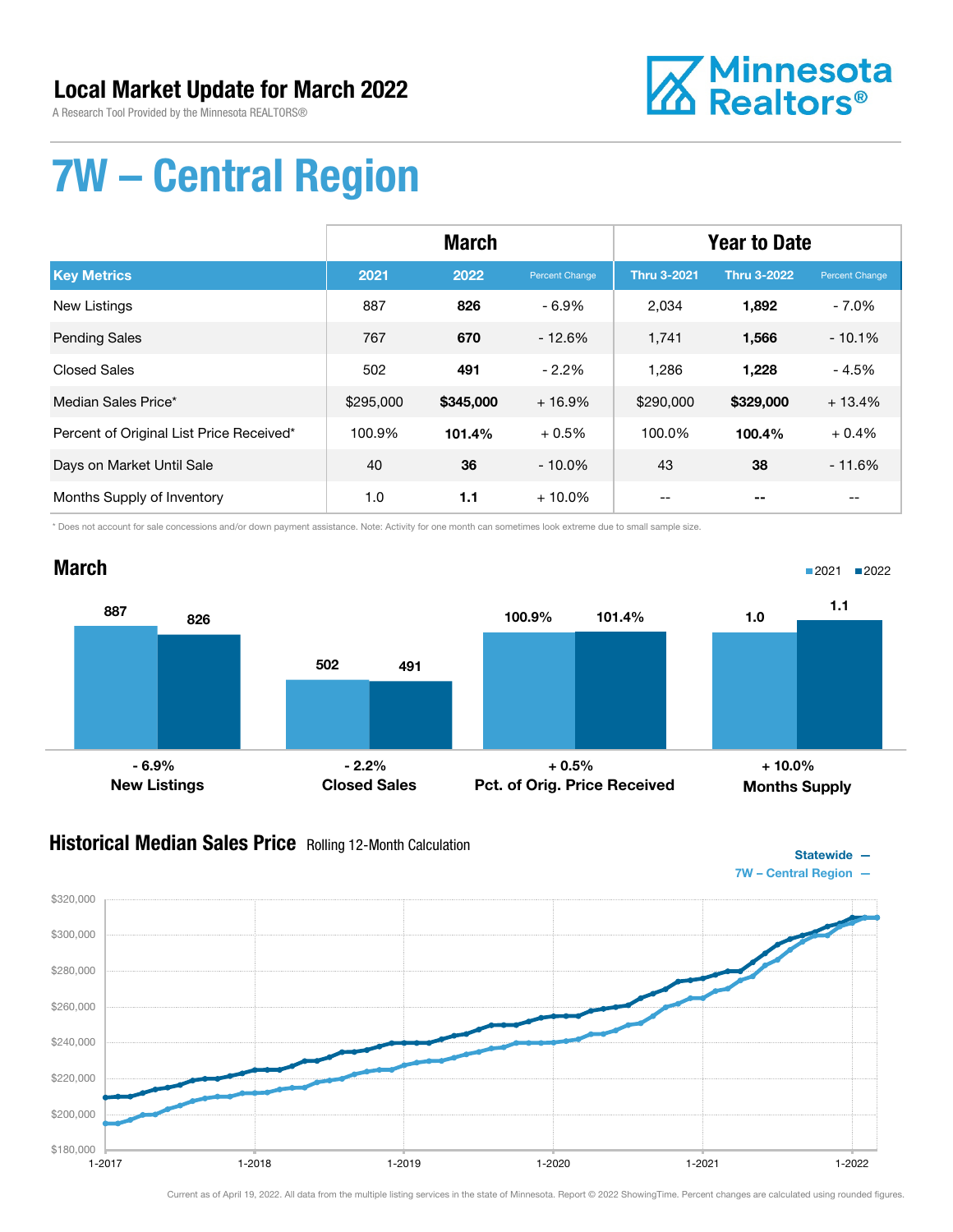## Local Market Update for March 2022

A Research Tool Provided by the Minnesota REALTORS®

Minnesota Realtors®

# 7W – Central Region

| | March | | | Year to Date | | |
|---|---|---|---|---|---|---|
| **Key Metrics** | **2021** | **2022** | **Percent Change** | **Thru 3-2021** | **Thru 3-2022** | **Percent Change** |
| New Listings | 887 | **826** | - 6.9% | 2,034 | **1,892** | - 7.0% |
| Pending Sales | 767 | **670** | - 12.6% | 1,741 | **1,566** | - 10.1% |
| Closed Sales | 502 | **491** | - 2.2% | 1,286 | **1,228** | - 4.5% |
| Median Sales Price* | $295,000 | **$345,000** | + 16.9% | $290,000 | **$329,000** | + 13.4% |
| Percent of Original List Price Received* | 100.9% | **101.4%** | + 0.5% | 100.0% | **100.4%** | + 0.4% |
| Days on Market Until Sale | 40 | **36** | - 10.0% | 43 | **38** | - 11.6% |
| Months Supply of Inventory | 1.0 | **1.1** | + 10.0% | -- | **--** | -- |

\* Does not account for sale concessions and/or down payment assistance. Note: Activity for one month can sometimes look extreme due to small sample size.

## March

| | 2021 | 2022 | Change |
|---|---|---|---|
| New Listings | 887 | 826 | - 6.9% |
| Closed Sales | 502 | 491 | - 2.2% |
| Pct. of Orig. Price Received | 100.9% | 101.4% | + 0.5% |
| Months Supply | 1.0 | 1.1 | + 10.0% |

## Historical Median Sales Price Rolling 12-Month Calculation

Statewide —
7W – Central Region —

Current as of April 19, 2022. All data from the multiple listing services in the state of Minnesota. Report © 2022 ShowingTime. Percent changes are calculated using rounded figures.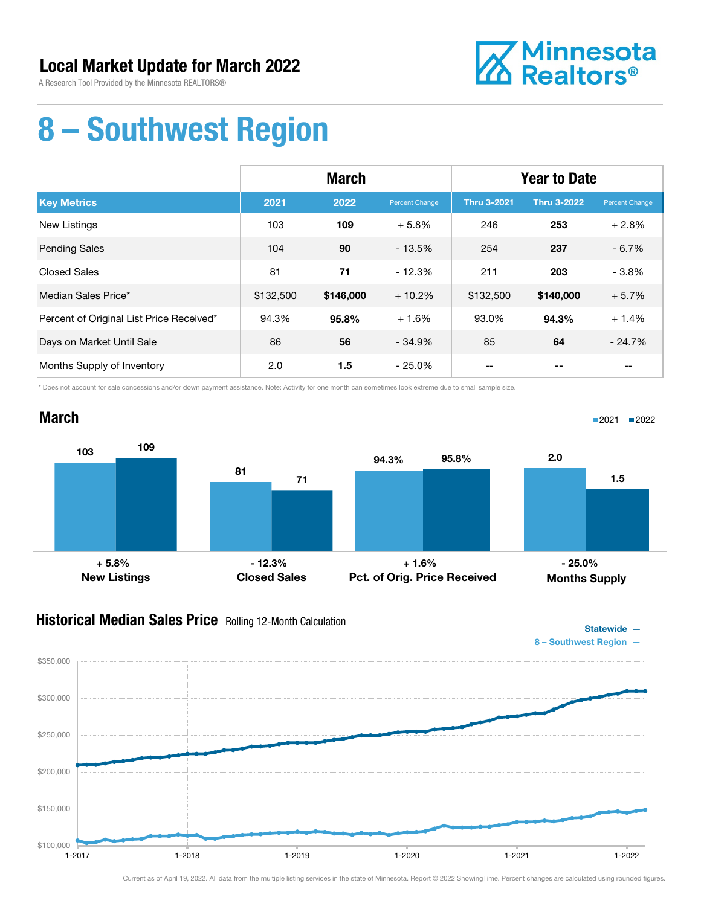# Local Market Update for March 2022

A Research Tool Provided by the Minnesota REALTORS®

Minnesota Realtors®

# 8 – Southwest Region

| | March | | | Year to Date | | |
|---|---|---|---|---|---|---|
| **Key Metrics** | **2021** | **2022** | **Percent Change** | **Thru 3-2021** | **Thru 3-2022** | **Percent Change** |
| New Listings | 103 | **109** | + 5.8% | 246 | **253** | + 2.8% |
| Pending Sales | 104 | **90** | - 13.5% | 254 | **237** | - 6.7% |
| Closed Sales | 81 | **71** | - 12.3% | 211 | **203** | - 3.8% |
| Median Sales Price* | $132,500 | **$146,000** | + 10.2% | $132,500 | **$140,000** | + 5.7% |
| Percent of Original List Price Received* | 94.3% | **95.8%** | + 1.6% | 93.0% | **94.3%** | + 1.4% |
| Days on Market Until Sale | 86 | **56** | - 34.9% | 85 | **64** | - 24.7% |
| Months Supply of Inventory | 2.0 | **1.5** | - 25.0% | -- | **--** | -- |

\* Does not account for sale concessions and/or down payment assistance. Note: Activity for one month can sometimes look extreme due to small sample size.

## March

| | 2021 | 2022 | Change |
|---|---|---|---|
| New Listings | 103 | 109 | + 5.8% |
| Closed Sales | 81 | 71 | - 12.3% |
| Pct. of Orig. Price Received | 94.3% | 95.8% | + 1.6% |
| Months Supply | 2.0 | 1.5 | - 25.0% |

## Historical Median Sales Price

Rolling 12-Month Calculation

Statewide —
8 – Southwest Region —

Current as of April 19, 2022. All data from the multiple listing services in the state of Minnesota. Report © 2022 ShowingTime. Percent changes are calculated using rounded figures.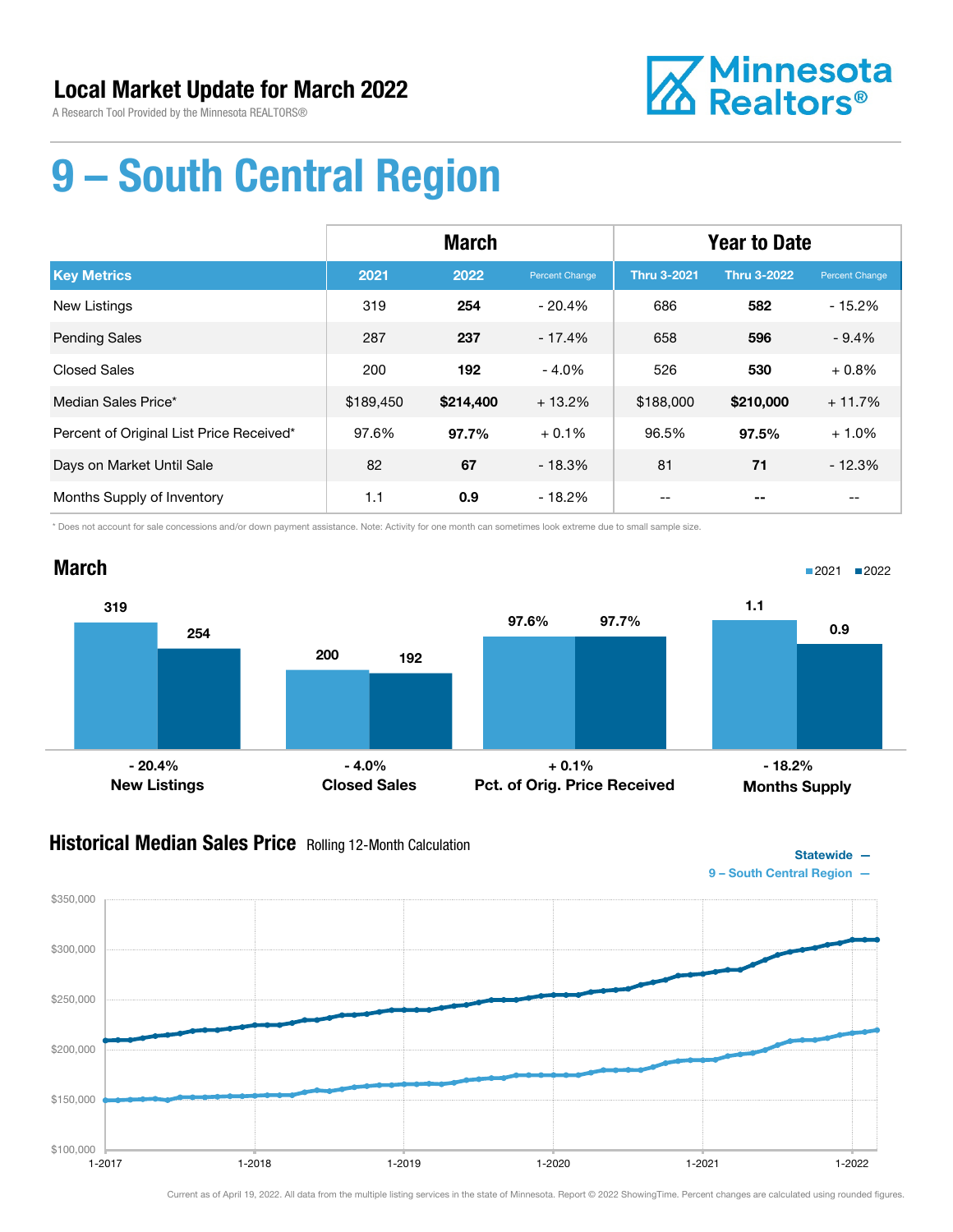## Local Market Update for March 2022

A Research Tool Provided by the Minnesota REALTORS®

Minnesota Realtors®

# 9 – South Central Region

| | March | | | Year to Date | | |
|---|---|---|---|---|---|---|
| **Key Metrics** | **2021** | **2022** | **Percent Change** | **Thru 3-2021** | **Thru 3-2022** | **Percent Change** |
| New Listings | 319 | **254** | - 20.4% | 686 | **582** | - 15.2% |
| Pending Sales | 287 | **237** | - 17.4% | 658 | **596** | - 9.4% |
| Closed Sales | 200 | **192** | - 4.0% | 526 | **530** | + 0.8% |
| Median Sales Price* | $189,450 | **$214,400** | + 13.2% | $188,000 | **$210,000** | + 11.7% |
| Percent of Original List Price Received* | 97.6% | **97.7%** | + 0.1% | 96.5% | **97.5%** | + 1.0% |
| Days on Market Until Sale | 82 | **67** | - 18.3% | 81 | **71** | - 12.3% |
| Months Supply of Inventory | 1.1 | **0.9** | - 18.2% | -- | **--** | -- |

\* Does not account for sale concessions and/or down payment assistance. Note: Activity for one month can sometimes look extreme due to small sample size.

## March

■2021 ■2022

| | 2021 | 2022 | Change |
|---|---|---|---|
| New Listings | 319 | 254 | - 20.4% |
| Closed Sales | 200 | 192 | - 4.0% |
| Pct. of Orig. Price Received | 97.6% | 97.7% | + 0.1% |
| Months Supply | 1.1 | 0.9 | - 18.2% |

## Historical Median Sales Price Rolling 12-Month Calculation

Statewide —
9 – South Central Region —

$350,000 / $300,000 / $250,000 / $200,000 / $150,000 / $100,000

1-2017 / 1-2018 / 1-2019 / 1-2020 / 1-2021 / 1-2022

Current as of April 19, 2022. All data from the multiple listing services in the state of Minnesota. Report © 2022 ShowingTime. Percent changes are calculated using rounded figures.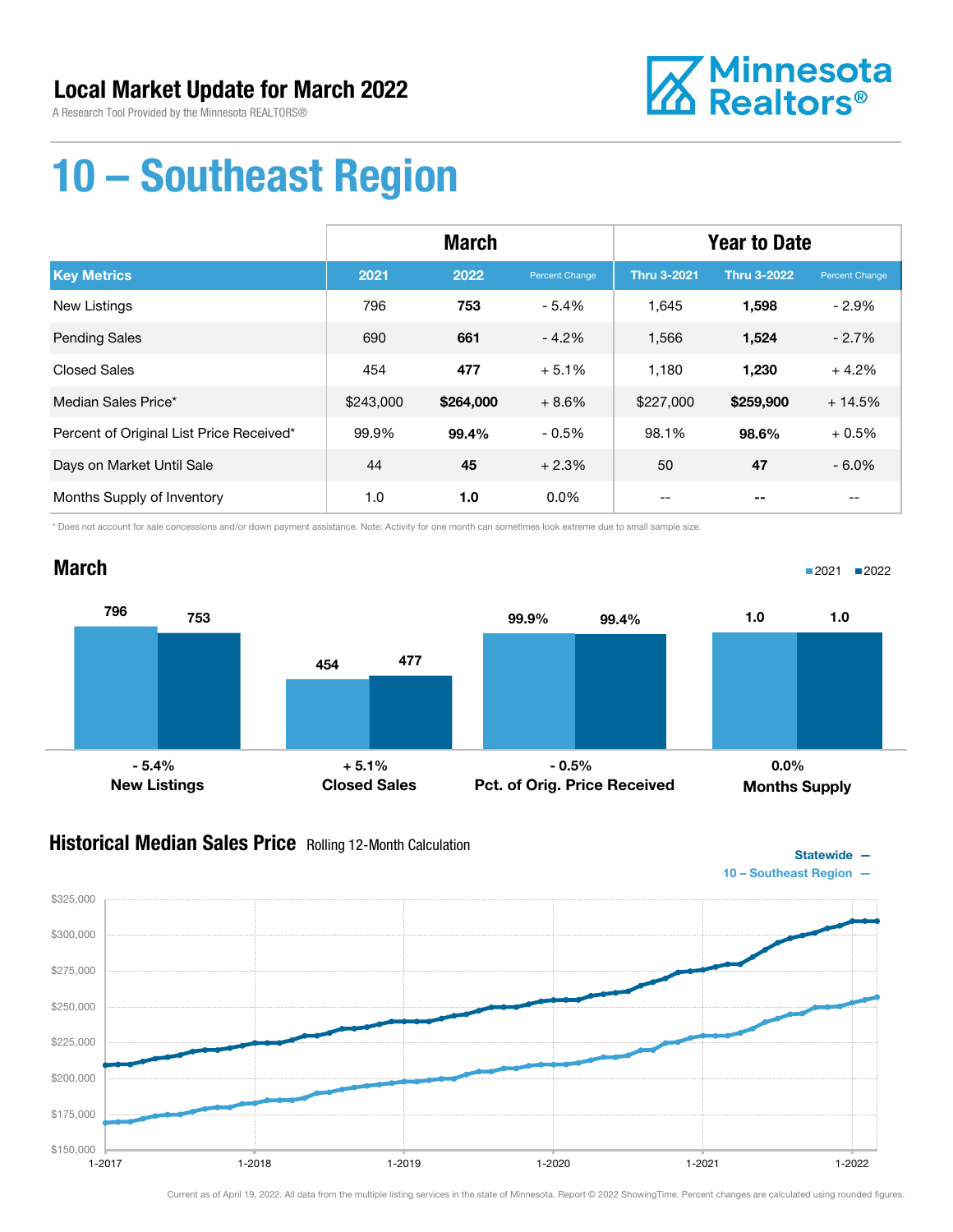# Local Market Update for March 2022

A Research Tool Provided by the Minnesota REALTORS®

Minnesota Realtors®

# 10 – Southeast Region

| | March | | | Year to Date | | |
|---|---|---|---|---|---|---|
| **Key Metrics** | **2021** | **2022** | **Percent Change** | **Thru 3-2021** | **Thru 3-2022** | **Percent Change** |
| New Listings | 796 | **753** | - 5.4% | 1,645 | **1,598** | - 2.9% |
| Pending Sales | 690 | **661** | - 4.2% | 1,566 | **1,524** | - 2.7% |
| Closed Sales | 454 | **477** | + 5.1% | 1,180 | **1,230** | + 4.2% |
| Median Sales Price* | $243,000 | **$264,000** | + 8.6% | $227,000 | **$259,900** | + 14.5% |
| Percent of Original List Price Received* | 99.9% | **99.4%** | - 0.5% | 98.1% | **98.6%** | + 0.5% |
| Days on Market Until Sale | 44 | **45** | + 2.3% | 50 | **47** | - 6.0% |
| Months Supply of Inventory | 1.0 | **1.0** | 0.0% | -- | **--** | -- |

\* Does not account for sale concessions and/or down payment assistance. Note: Activity for one month can sometimes look extreme due to small sample size.

## March

■2021 ■2022

| | 2021 | 2022 | Change |
|---|---|---|---|
| New Listings | 796 | 753 | - 5.4% |
| Closed Sales | 454 | 477 | + 5.1% |
| Pct. of Orig. Price Received | 99.9% | 99.4% | - 0.5% |
| Months Supply | 1.0 | 1.0 | 0.0% |

## Historical Median Sales Price Rolling 12-Month Calculation

Statewide —
10 – Southeast Region —

Current as of April 19, 2022. All data from the multiple listing services in the state of Minnesota. Report © 2022 ShowingTime. Percent changes are calculated using rounded figures.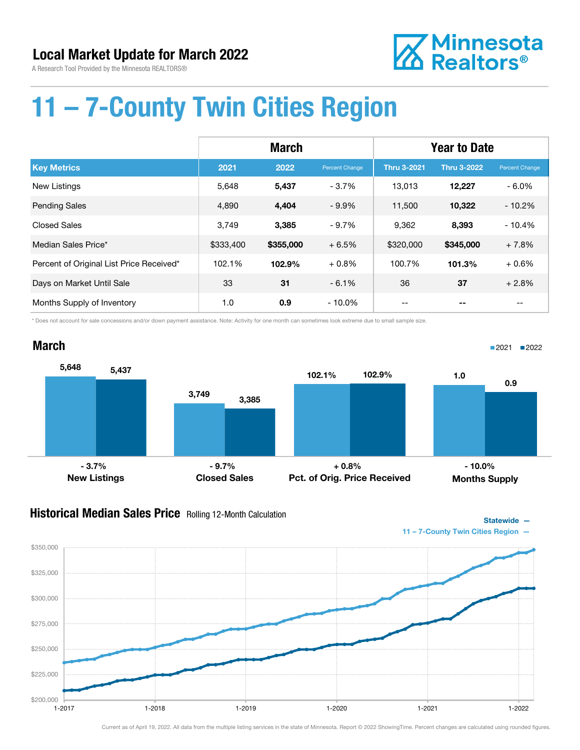# Local Market Update for March 2022

A Research Tool Provided by the Minnesota REALTORS®

Minnesota Realtors®

# 11 – 7-County Twin Cities Region

| | March | | | Year to Date | | |
|---|---|---|---|---|---|---|
| **Key Metrics** | **2021** | **2022** | **Percent Change** | **Thru 3-2021** | **Thru 3-2022** | **Percent Change** |
| New Listings | 5,648 | **5,437** | - 3.7% | 13,013 | **12,227** | - 6.0% |
| Pending Sales | 4,890 | **4,404** | - 9.9% | 11,500 | **10,322** | - 10.2% |
| Closed Sales | 3,749 | **3,385** | - 9.7% | 9,362 | **8,393** | - 10.4% |
| Median Sales Price* | $333,400 | **$355,000** | + 6.5% | $320,000 | **$345,000** | + 7.8% |
| Percent of Original List Price Received* | 102.1% | **102.9%** | + 0.8% | 100.7% | **101.3%** | + 0.6% |
| Days on Market Until Sale | 33 | **31** | - 6.1% | 36 | **37** | + 2.8% |
| Months Supply of Inventory | 1.0 | **0.9** | - 10.0% | -- | **--** | -- |

* Does not account for sale concessions and/or down payment assistance. Note: Activity for one month can sometimes look extreme due to small sample size.

## March

2021 2022

5,648 5,437
- 3.7%
New Listings

3,749 3,385
- 9.7%
Closed Sales

102.1% 102.9%
+ 0.8%
Pct. of Orig. Price Received

1.0 0.9
- 10.0%
Months Supply

## Historical Median Sales Price
Rolling 12-Month Calculation

Statewide —
11 – 7-County Twin Cities Region —

$350,000
$325,000
$300,000
$275,000
$250,000
$225,000
$200,000

1-2017 1-2018 1-2019 1-2020 1-2021 1-2022

Current as of April 19, 2022. All data from the multiple listing services in the state of Minnesota. Report © 2022 ShowingTime. Percent changes are calculated using rounded figures.